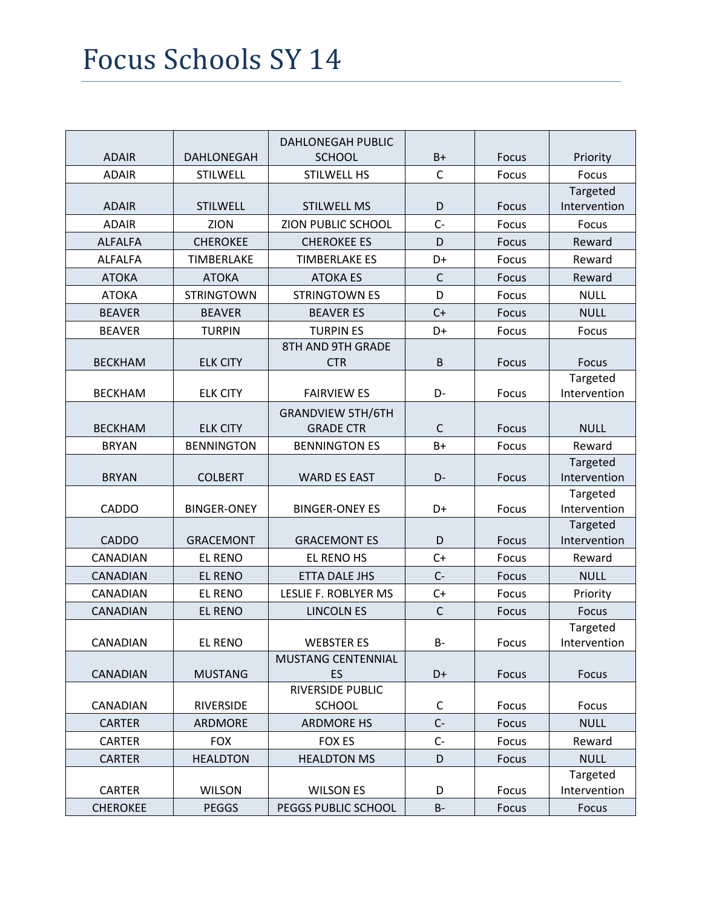# Focus Schools SY 14

| | | | | | |
|---|---|---|---|---|---|
| ADAIR | DAHLONEGAH | DAHLONEGAH PUBLIC SCHOOL | B+ | Focus | Priority |
| ADAIR | STILWELL | STILWELL HS | C | Focus | Focus |
| ADAIR | STILWELL | STILWELL MS | D | Focus | Targeted Intervention |
| ADAIR | ZION | ZION PUBLIC SCHOOL | C- | Focus | Focus |
| ALFALFA | CHEROKEE | CHEROKEE ES | D | Focus | Reward |
| ALFALFA | TIMBERLAKE | TIMBERLAKE ES | D+ | Focus | Reward |
| ATOKA | ATOKA | ATOKA ES | C | Focus | Reward |
| ATOKA | STRINGTOWN | STRINGTOWN ES | D | Focus | NULL |
| BEAVER | BEAVER | BEAVER ES | C+ | Focus | NULL |
| BEAVER | TURPIN | TURPIN ES | D+ | Focus | Focus |
| BECKHAM | ELK CITY | 8TH AND 9TH GRADE CTR | B | Focus | Focus |
| BECKHAM | ELK CITY | FAIRVIEW ES | D- | Focus | Targeted Intervention |
| BECKHAM | ELK CITY | GRANDVIEW 5TH/6TH GRADE CTR | C | Focus | NULL |
| BRYAN | BENNINGTON | BENNINGTON ES | B+ | Focus | Reward |
| BRYAN | COLBERT | WARD ES EAST | D- | Focus | Targeted Intervention |
| CADDO | BINGER-ONEY | BINGER-ONEY ES | D+ | Focus | Targeted Intervention |
| CADDO | GRACEMONT | GRACEMONT ES | D | Focus | Targeted Intervention |
| CANADIAN | EL RENO | EL RENO HS | C+ | Focus | Reward |
| CANADIAN | EL RENO | ETTA DALE JHS | C- | Focus | NULL |
| CANADIAN | EL RENO | LESLIE F. ROBLYER MS | C+ | Focus | Priority |
| CANADIAN | EL RENO | LINCOLN ES | C | Focus | Focus |
| CANADIAN | EL RENO | WEBSTER ES | B- | Focus | Targeted Intervention |
| CANADIAN | MUSTANG | MUSTANG CENTENNIAL ES | D+ | Focus | Focus |
| CANADIAN | RIVERSIDE | RIVERSIDE PUBLIC SCHOOL | C | Focus | Focus |
| CARTER | ARDMORE | ARDMORE HS | C- | Focus | NULL |
| CARTER | FOX | FOX ES | C- | Focus | Reward |
| CARTER | HEALDTON | HEALDTON MS | D | Focus | NULL |
| CARTER | WILSON | WILSON ES | D | Focus | Targeted Intervention |
| CHEROKEE | PEGGS | PEGGS PUBLIC SCHOOL | B- | Focus | Focus |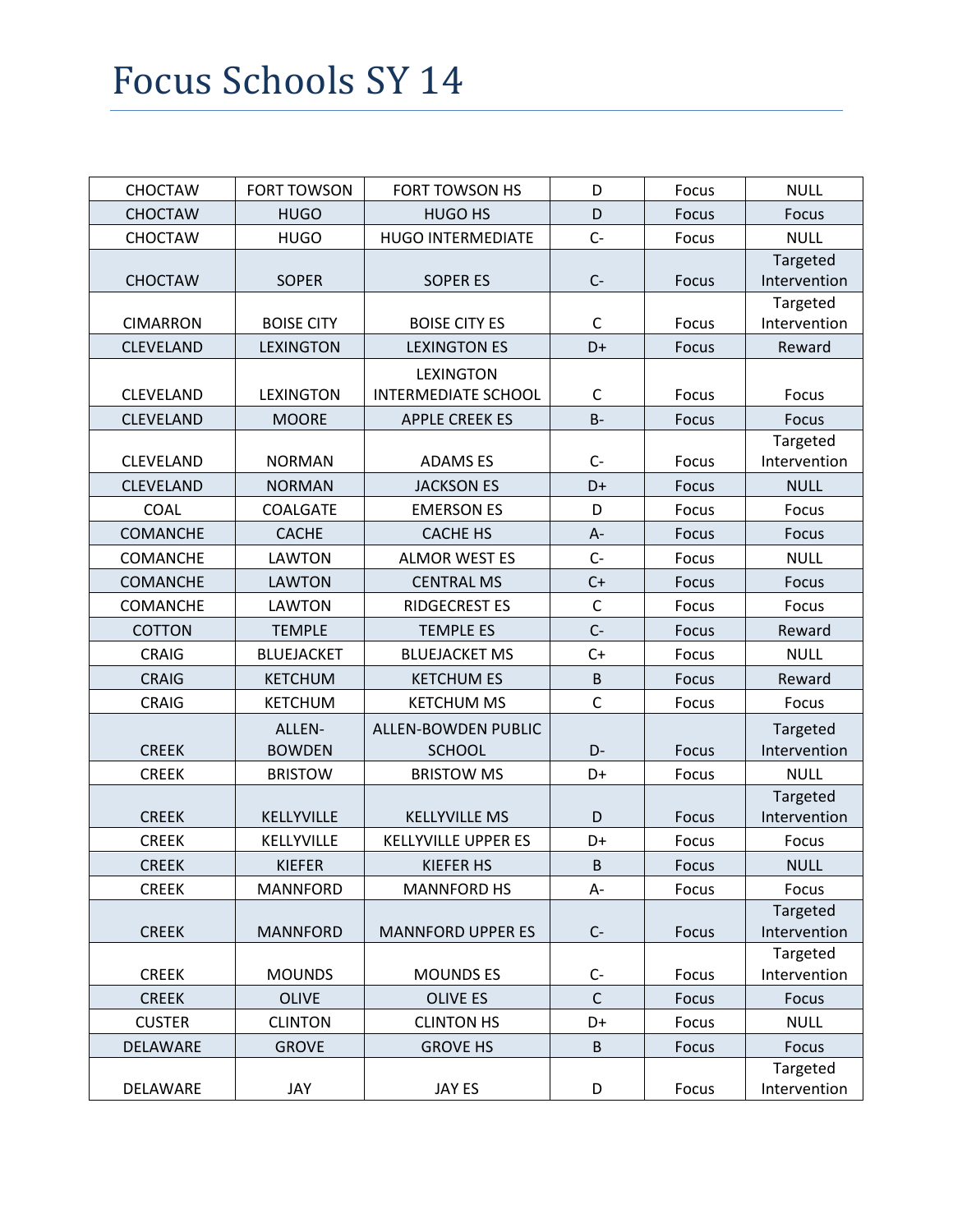# Focus Schools SY 14

| | | | | | |
|---|---|---|---|---|---|
| CHOCTAW | FORT TOWSON | FORT TOWSON HS | D | Focus | NULL |
| CHOCTAW | HUGO | HUGO HS | D | Focus | Focus |
| CHOCTAW | HUGO | HUGO INTERMEDIATE | C- | Focus | NULL |
| CHOCTAW | SOPER | SOPER ES | C- | Focus | Targeted Intervention |
| CIMARRON | BOISE CITY | BOISE CITY ES | C | Focus | Targeted Intervention |
| CLEVELAND | LEXINGTON | LEXINGTON ES | D+ | Focus | Reward |
| CLEVELAND | LEXINGTON | LEXINGTON INTERMEDIATE SCHOOL | C | Focus | Focus |
| CLEVELAND | MOORE | APPLE CREEK ES | B- | Focus | Focus |
| CLEVELAND | NORMAN | ADAMS ES | C- | Focus | Targeted Intervention |
| CLEVELAND | NORMAN | JACKSON ES | D+ | Focus | NULL |
| COAL | COALGATE | EMERSON ES | D | Focus | Focus |
| COMANCHE | CACHE | CACHE HS | A- | Focus | Focus |
| COMANCHE | LAWTON | ALMOR WEST ES | C- | Focus | NULL |
| COMANCHE | LAWTON | CENTRAL MS | C+ | Focus | Focus |
| COMANCHE | LAWTON | RIDGECREST ES | C | Focus | Focus |
| COTTON | TEMPLE | TEMPLE ES | C- | Focus | Reward |
| CRAIG | BLUEJACKET | BLUEJACKET MS | C+ | Focus | NULL |
| CRAIG | KETCHUM | KETCHUM ES | B | Focus | Reward |
| CRAIG | KETCHUM | KETCHUM MS | C | Focus | Focus |
| CREEK | ALLEN-BOWDEN | ALLEN-BOWDEN PUBLIC SCHOOL | D- | Focus | Targeted Intervention |
| CREEK | BRISTOW | BRISTOW MS | D+ | Focus | NULL |
| CREEK | KELLYVILLE | KELLYVILLE MS | D | Focus | Targeted Intervention |
| CREEK | KELLYVILLE | KELLYVILLE UPPER ES | D+ | Focus | Focus |
| CREEK | KIEFER | KIEFER HS | B | Focus | NULL |
| CREEK | MANNFORD | MANNFORD HS | A- | Focus | Focus |
| CREEK | MANNFORD | MANNFORD UPPER ES | C- | Focus | Targeted Intervention |
| CREEK | MOUNDS | MOUNDS ES | C- | Focus | Targeted Intervention |
| CREEK | OLIVE | OLIVE ES | C | Focus | Focus |
| CUSTER | CLINTON | CLINTON HS | D+ | Focus | NULL |
| DELAWARE | GROVE | GROVE HS | B | Focus | Focus |
| DELAWARE | JAY | JAY ES | D | Focus | Targeted Intervention |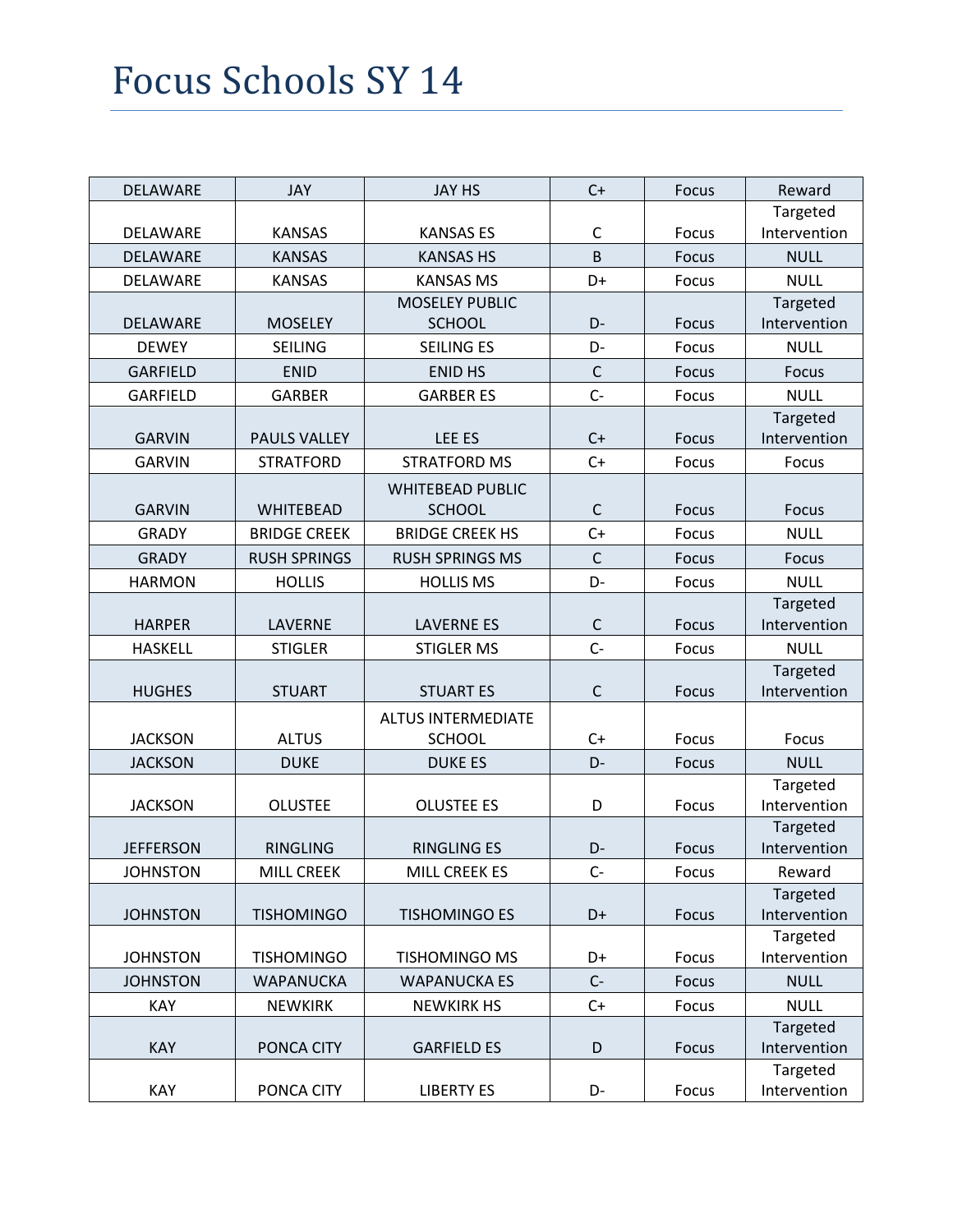# Focus Schools SY 14

| | | | | | |
|---|---|---|---|---|---|
| DELAWARE | JAY | JAY HS | C+ | Focus | Reward |
| DELAWARE | KANSAS | KANSAS ES | C | Focus | Targeted Intervention |
| DELAWARE | KANSAS | KANSAS HS | B | Focus | NULL |
| DELAWARE | KANSAS | KANSAS MS | D+ | Focus | NULL |
| DELAWARE | MOSELEY | MOSELEY PUBLIC SCHOOL | D- | Focus | Targeted Intervention |
| DEWEY | SEILING | SEILING ES | D- | Focus | NULL |
| GARFIELD | ENID | ENID HS | C | Focus | Focus |
| GARFIELD | GARBER | GARBER ES | C- | Focus | NULL |
| GARVIN | PAULS VALLEY | LEE ES | C+ | Focus | Targeted Intervention |
| GARVIN | STRATFORD | STRATFORD MS | C+ | Focus | Focus |
| GARVIN | WHITEBEAD | WHITEBEAD PUBLIC SCHOOL | C | Focus | Focus |
| GRADY | BRIDGE CREEK | BRIDGE CREEK HS | C+ | Focus | NULL |
| GRADY | RUSH SPRINGS | RUSH SPRINGS MS | C | Focus | Focus |
| HARMON | HOLLIS | HOLLIS MS | D- | Focus | NULL |
| HARPER | LAVERNE | LAVERNE ES | C | Focus | Targeted Intervention |
| HASKELL | STIGLER | STIGLER MS | C- | Focus | NULL |
| HUGHES | STUART | STUART ES | C | Focus | Targeted Intervention |
| JACKSON | ALTUS | ALTUS INTERMEDIATE SCHOOL | C+ | Focus | Focus |
| JACKSON | DUKE | DUKE ES | D- | Focus | NULL |
| JACKSON | OLUSTEE | OLUSTEE ES | D | Focus | Targeted Intervention |
| JEFFERSON | RINGLING | RINGLING ES | D- | Focus | Targeted Intervention |
| JOHNSTON | MILL CREEK | MILL CREEK ES | C- | Focus | Reward |
| JOHNSTON | TISHOMINGO | TISHOMINGO ES | D+ | Focus | Targeted Intervention |
| JOHNSTON | TISHOMINGO | TISHOMINGO MS | D+ | Focus | Targeted Intervention |
| JOHNSTON | WAPANUCKA | WAPANUCKA ES | C- | Focus | NULL |
| KAY | NEWKIRK | NEWKIRK HS | C+ | Focus | NULL |
| KAY | PONCA CITY | GARFIELD ES | D | Focus | Targeted Intervention |
| KAY | PONCA CITY | LIBERTY ES | D- | Focus | Targeted Intervention |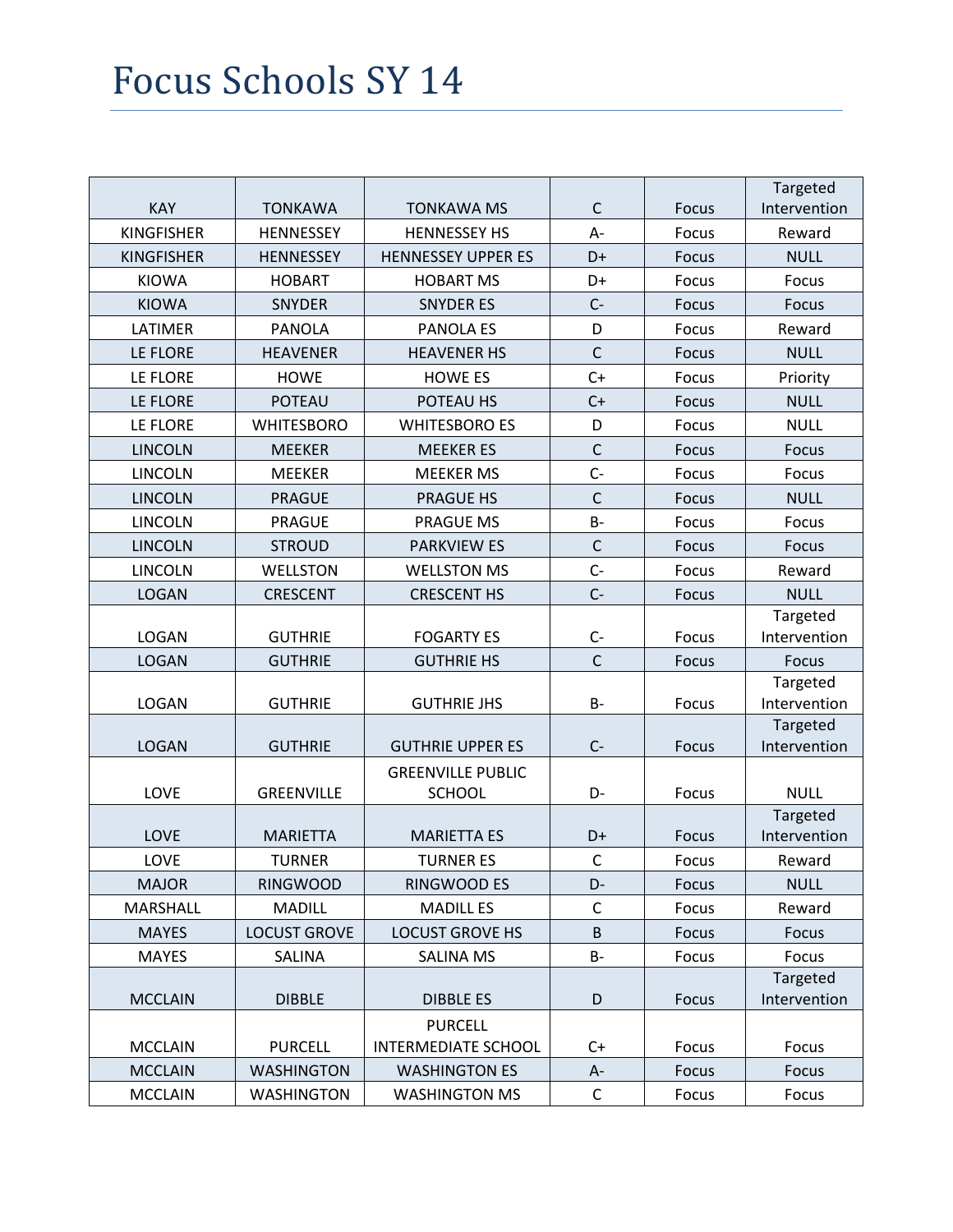# Focus Schools SY 14

| | | | | | |
|---|---|---|---|---|---|
| KAY | TONKAWA | TONKAWA MS | C | Focus | Targeted Intervention |
| KINGFISHER | HENNESSEY | HENNESSEY HS | A- | Focus | Reward |
| KINGFISHER | HENNESSEY | HENNESSEY UPPER ES | D+ | Focus | NULL |
| KIOWA | HOBART | HOBART MS | D+ | Focus | Focus |
| KIOWA | SNYDER | SNYDER ES | C- | Focus | Focus |
| LATIMER | PANOLA | PANOLA ES | D | Focus | Reward |
| LE FLORE | HEAVENER | HEAVENER HS | C | Focus | NULL |
| LE FLORE | HOWE | HOWE ES | C+ | Focus | Priority |
| LE FLORE | POTEAU | POTEAU HS | C+ | Focus | NULL |
| LE FLORE | WHITESBORO | WHITESBORO ES | D | Focus | NULL |
| LINCOLN | MEEKER | MEEKER ES | C | Focus | Focus |
| LINCOLN | MEEKER | MEEKER MS | C- | Focus | Focus |
| LINCOLN | PRAGUE | PRAGUE HS | C | Focus | NULL |
| LINCOLN | PRAGUE | PRAGUE MS | B- | Focus | Focus |
| LINCOLN | STROUD | PARKVIEW ES | C | Focus | Focus |
| LINCOLN | WELLSTON | WELLSTON MS | C- | Focus | Reward |
| LOGAN | CRESCENT | CRESCENT HS | C- | Focus | NULL |
| LOGAN | GUTHRIE | FOGARTY ES | C- | Focus | Targeted Intervention |
| LOGAN | GUTHRIE | GUTHRIE HS | C | Focus | Focus |
| LOGAN | GUTHRIE | GUTHRIE JHS | B- | Focus | Targeted Intervention |
| LOGAN | GUTHRIE | GUTHRIE UPPER ES | C- | Focus | Targeted Intervention |
| LOVE | GREENVILLE | GREENVILLE PUBLIC SCHOOL | D- | Focus | NULL |
| LOVE | MARIETTA | MARIETTA ES | D+ | Focus | Targeted Intervention |
| LOVE | TURNER | TURNER ES | C | Focus | Reward |
| MAJOR | RINGWOOD | RINGWOOD ES | D- | Focus | NULL |
| MARSHALL | MADILL | MADILL ES | C | Focus | Reward |
| MAYES | LOCUST GROVE | LOCUST GROVE HS | B | Focus | Focus |
| MAYES | SALINA | SALINA MS | B- | Focus | Focus |
| MCCLAIN | DIBBLE | DIBBLE ES | D | Focus | Targeted Intervention |
| MCCLAIN | PURCELL | PURCELL INTERMEDIATE SCHOOL | C+ | Focus | Focus |
| MCCLAIN | WASHINGTON | WASHINGTON ES | A- | Focus | Focus |
| MCCLAIN | WASHINGTON | WASHINGTON MS | C | Focus | Focus |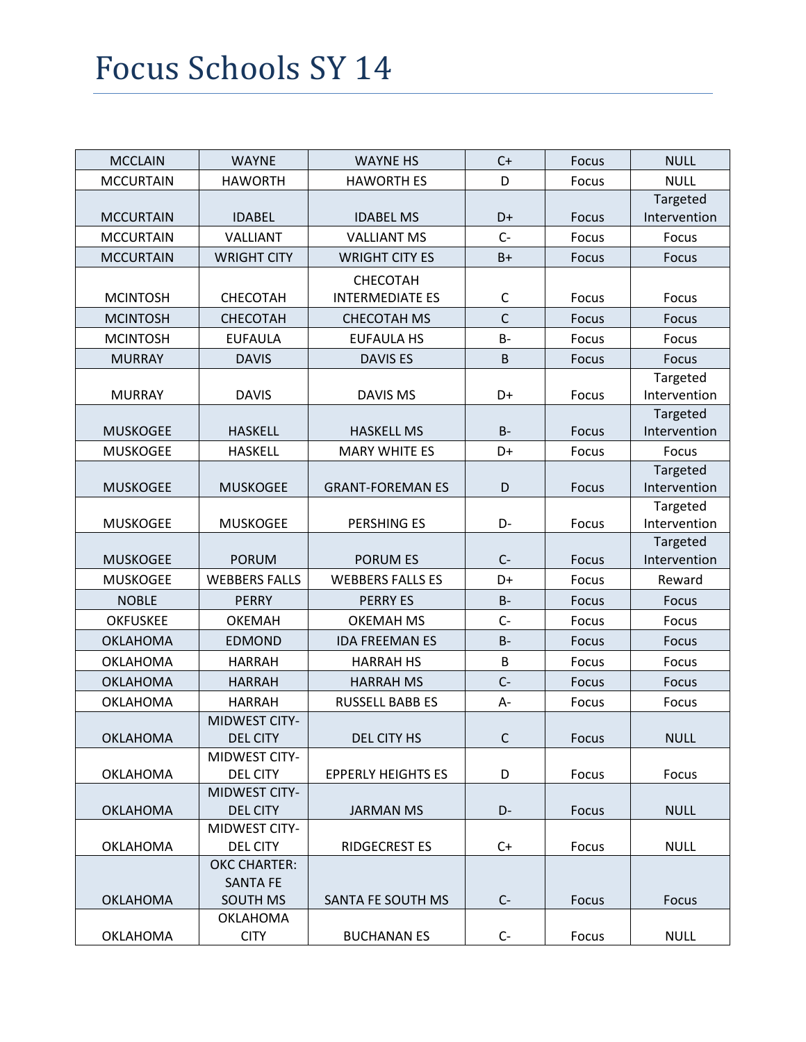# Focus Schools SY 14

| | | | | | |
|---|---|---|---|---|---|
| MCCLAIN | WAYNE | WAYNE HS | C+ | Focus | NULL |
| MCCURTAIN | HAWORTH | HAWORTH ES | D | Focus | NULL |
| MCCURTAIN | IDABEL | IDABEL MS | D+ | Focus | Targeted Intervention |
| MCCURTAIN | VALLIANT | VALLIANT MS | C- | Focus | Focus |
| MCCURTAIN | WRIGHT CITY | WRIGHT CITY ES | B+ | Focus | Focus |
| MCINTOSH | CHECOTAH | CHECOTAH INTERMEDIATE ES | C | Focus | Focus |
| MCINTOSH | CHECOTAH | CHECOTAH MS | C | Focus | Focus |
| MCINTOSH | EUFAULA | EUFAULA HS | B- | Focus | Focus |
| MURRAY | DAVIS | DAVIS ES | B | Focus | Focus |
| MURRAY | DAVIS | DAVIS MS | D+ | Focus | Targeted Intervention |
| MUSKOGEE | HASKELL | HASKELL MS | B- | Focus | Targeted Intervention |
| MUSKOGEE | HASKELL | MARY WHITE ES | D+ | Focus | Focus |
| MUSKOGEE | MUSKOGEE | GRANT-FOREMAN ES | D | Focus | Targeted Intervention |
| MUSKOGEE | MUSKOGEE | PERSHING ES | D- | Focus | Targeted Intervention |
| MUSKOGEE | PORUM | PORUM ES | C- | Focus | Targeted Intervention |
| MUSKOGEE | WEBBERS FALLS | WEBBERS FALLS ES | D+ | Focus | Reward |
| NOBLE | PERRY | PERRY ES | B- | Focus | Focus |
| OKFUSKEE | OKEMAH | OKEMAH MS | C- | Focus | Focus |
| OKLAHOMA | EDMOND | IDA FREEMAN ES | B- | Focus | Focus |
| OKLAHOMA | HARRAH | HARRAH HS | B | Focus | Focus |
| OKLAHOMA | HARRAH | HARRAH MS | C- | Focus | Focus |
| OKLAHOMA | HARRAH | RUSSELL BABB ES | A- | Focus | Focus |
| OKLAHOMA | MIDWEST CITY-DEL CITY | DEL CITY HS | C | Focus | NULL |
| OKLAHOMA | MIDWEST CITY-DEL CITY | EPPERLY HEIGHTS ES | D | Focus | Focus |
| OKLAHOMA | MIDWEST CITY-DEL CITY | JARMAN MS | D- | Focus | NULL |
| OKLAHOMA | MIDWEST CITY-DEL CITY | RIDGECREST ES | C+ | Focus | NULL |
| OKLAHOMA | OKC CHARTER: SANTA FE SOUTH MS | SANTA FE SOUTH MS | C- | Focus | Focus |
| OKLAHOMA | OKLAHOMA CITY | BUCHANAN ES | C- | Focus | NULL |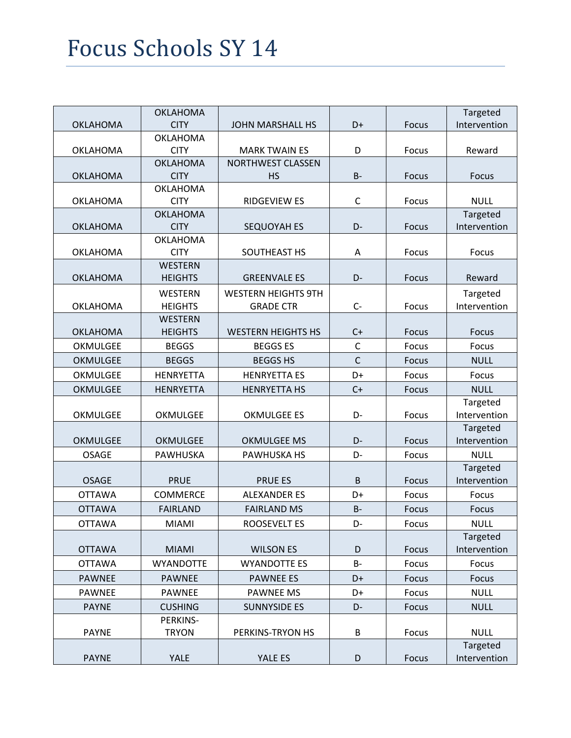# Focus Schools SY 14

| | | | | | |
|---|---|---|---|---|---|
| OKLAHOMA | OKLAHOMA CITY | JOHN MARSHALL HS | D+ | Focus | Targeted Intervention |
| OKLAHOMA | OKLAHOMA CITY | MARK TWAIN ES | D | Focus | Reward |
| OKLAHOMA | OKLAHOMA CITY | NORTHWEST CLASSEN HS | B- | Focus | Focus |
| OKLAHOMA | OKLAHOMA CITY | RIDGEVIEW ES | C | Focus | NULL |
| OKLAHOMA | OKLAHOMA CITY | SEQUOYAH ES | D- | Focus | Targeted Intervention |
| OKLAHOMA | OKLAHOMA CITY | SOUTHEAST HS | A | Focus | Focus |
| OKLAHOMA | WESTERN HEIGHTS | GREENVALE ES | D- | Focus | Reward |
| OKLAHOMA | WESTERN HEIGHTS | WESTERN HEIGHTS 9TH GRADE CTR | C- | Focus | Targeted Intervention |
| OKLAHOMA | WESTERN HEIGHTS | WESTERN HEIGHTS HS | C+ | Focus | Focus |
| OKMULGEE | BEGGS | BEGGS ES | C | Focus | Focus |
| OKMULGEE | BEGGS | BEGGS HS | C | Focus | NULL |
| OKMULGEE | HENRYETTA | HENRYETTA ES | D+ | Focus | Focus |
| OKMULGEE | HENRYETTA | HENRYETTA HS | C+ | Focus | NULL |
| OKMULGEE | OKMULGEE | OKMULGEE ES | D- | Focus | Targeted Intervention |
| OKMULGEE | OKMULGEE | OKMULGEE MS | D- | Focus | Targeted Intervention |
| OSAGE | PAWHUSKA | PAWHUSKA HS | D- | Focus | NULL |
| OSAGE | PRUE | PRUE ES | B | Focus | Targeted Intervention |
| OTTAWA | COMMERCE | ALEXANDER ES | D+ | Focus | Focus |
| OTTAWA | FAIRLAND | FAIRLAND MS | B- | Focus | Focus |
| OTTAWA | MIAMI | ROOSEVELT ES | D- | Focus | NULL |
| OTTAWA | MIAMI | WILSON ES | D | Focus | Targeted Intervention |
| OTTAWA | WYANDOTTE | WYANDOTTE ES | B- | Focus | Focus |
| PAWNEE | PAWNEE | PAWNEE ES | D+ | Focus | Focus |
| PAWNEE | PAWNEE | PAWNEE MS | D+ | Focus | NULL |
| PAYNE | CUSHING | SUNNYSIDE ES | D- | Focus | NULL |
| PAYNE | PERKINS-TRYON | PERKINS-TRYON HS | B | Focus | NULL |
| PAYNE | YALE | YALE ES | D | Focus | Targeted Intervention |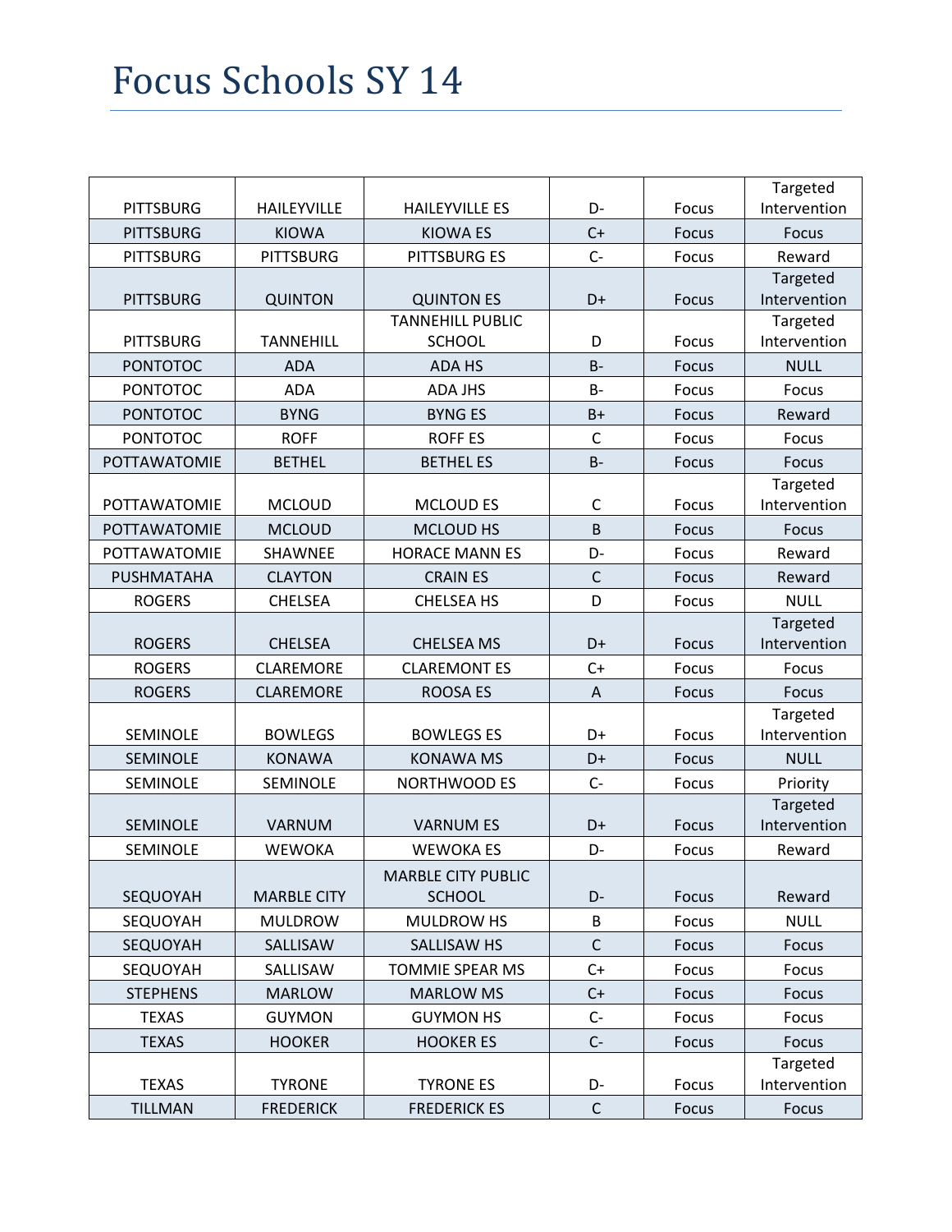# Focus Schools SY 14

| | | | | | |
|---|---|---|---|---|---|
| PITTSBURG | HAILEYVILLE | HAILEYVILLE ES | D- | Focus | Targeted Intervention |
| PITTSBURG | KIOWA | KIOWA ES | C+ | Focus | Focus |
| PITTSBURG | PITTSBURG | PITTSBURG ES | C- | Focus | Reward |
| PITTSBURG | QUINTON | QUINTON ES | D+ | Focus | Targeted Intervention |
| PITTSBURG | TANNEHILL | TANNEHILL PUBLIC SCHOOL | D | Focus | Targeted Intervention |
| PONTOTOC | ADA | ADA HS | B- | Focus | NULL |
| PONTOTOC | ADA | ADA JHS | B- | Focus | Focus |
| PONTOTOC | BYNG | BYNG ES | B+ | Focus | Reward |
| PONTOTOC | ROFF | ROFF ES | C | Focus | Focus |
| POTTAWATOMIE | BETHEL | BETHEL ES | B- | Focus | Focus |
| POTTAWATOMIE | MCLOUD | MCLOUD ES | C | Focus | Targeted Intervention |
| POTTAWATOMIE | MCLOUD | MCLOUD HS | B | Focus | Focus |
| POTTAWATOMIE | SHAWNEE | HORACE MANN ES | D- | Focus | Reward |
| PUSHMATAHA | CLAYTON | CRAIN ES | C | Focus | Reward |
| ROGERS | CHELSEA | CHELSEA HS | D | Focus | NULL |
| ROGERS | CHELSEA | CHELSEA MS | D+ | Focus | Targeted Intervention |
| ROGERS | CLAREMORE | CLAREMONT ES | C+ | Focus | Focus |
| ROGERS | CLAREMORE | ROOSA ES | A | Focus | Focus |
| SEMINOLE | BOWLEGS | BOWLEGS ES | D+ | Focus | Targeted Intervention |
| SEMINOLE | KONAWA | KONAWA MS | D+ | Focus | NULL |
| SEMINOLE | SEMINOLE | NORTHWOOD ES | C- | Focus | Priority |
| SEMINOLE | VARNUM | VARNUM ES | D+ | Focus | Targeted Intervention |
| SEMINOLE | WEWOKA | WEWOKA ES | D- | Focus | Reward |
| SEQUOYAH | MARBLE CITY | MARBLE CITY PUBLIC SCHOOL | D- | Focus | Reward |
| SEQUOYAH | MULDROW | MULDROW HS | B | Focus | NULL |
| SEQUOYAH | SALLISAW | SALLISAW HS | C | Focus | Focus |
| SEQUOYAH | SALLISAW | TOMMIE SPEAR MS | C+ | Focus | Focus |
| STEPHENS | MARLOW | MARLOW MS | C+ | Focus | Focus |
| TEXAS | GUYMON | GUYMON HS | C- | Focus | Focus |
| TEXAS | HOOKER | HOOKER ES | C- | Focus | Focus |
| TEXAS | TYRONE | TYRONE ES | D- | Focus | Targeted Intervention |
| TILLMAN | FREDERICK | FREDERICK ES | C | Focus | Focus |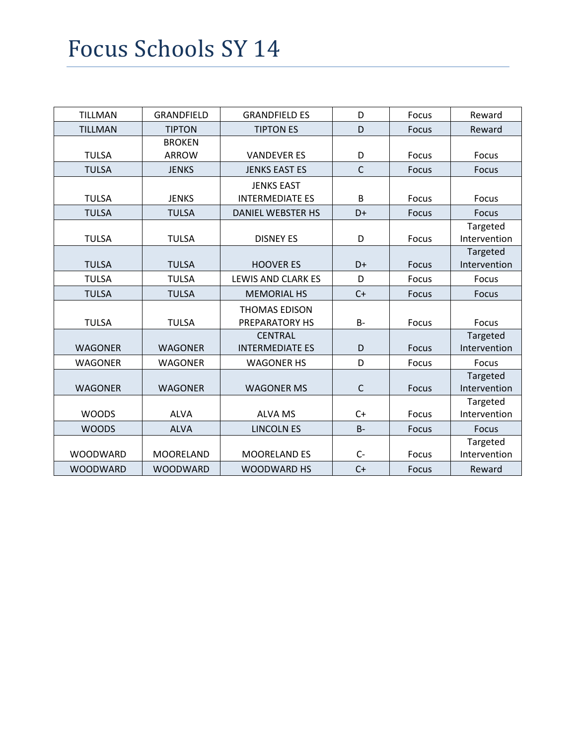# Focus Schools SY 14

| | | | | | |
|---|---|---|---|---|---|
| TILLMAN | GRANDFIELD | GRANDFIELD ES | D | Focus | Reward |
| TILLMAN | TIPTON | TIPTON ES | D | Focus | Reward |
| TULSA | BROKEN ARROW | VANDEVER ES | D | Focus | Focus |
| TULSA | JENKS | JENKS EAST ES | C | Focus | Focus |
| TULSA | JENKS | JENKS EAST INTERMEDIATE ES | B | Focus | Focus |
| TULSA | TULSA | DANIEL WEBSTER HS | D+ | Focus | Focus |
| TULSA | TULSA | DISNEY ES | D | Focus | Targeted Intervention |
| TULSA | TULSA | HOOVER ES | D+ | Focus | Targeted Intervention |
| TULSA | TULSA | LEWIS AND CLARK ES | D | Focus | Focus |
| TULSA | TULSA | MEMORIAL HS | C+ | Focus | Focus |
| TULSA | TULSA | THOMAS EDISON PREPARATORY HS | B- | Focus | Focus |
| WAGONER | WAGONER | CENTRAL INTERMEDIATE ES | D | Focus | Targeted Intervention |
| WAGONER | WAGONER | WAGONER HS | D | Focus | Focus |
| WAGONER | WAGONER | WAGONER MS | C | Focus | Targeted Intervention |
| WOODS | ALVA | ALVA MS | C+ | Focus | Targeted Intervention |
| WOODS | ALVA | LINCOLN ES | B- | Focus | Focus |
| WOODWARD | MOORELAND | MOORELAND ES | C- | Focus | Targeted Intervention |
| WOODWARD | WOODWARD | WOODWARD HS | C+ | Focus | Reward |